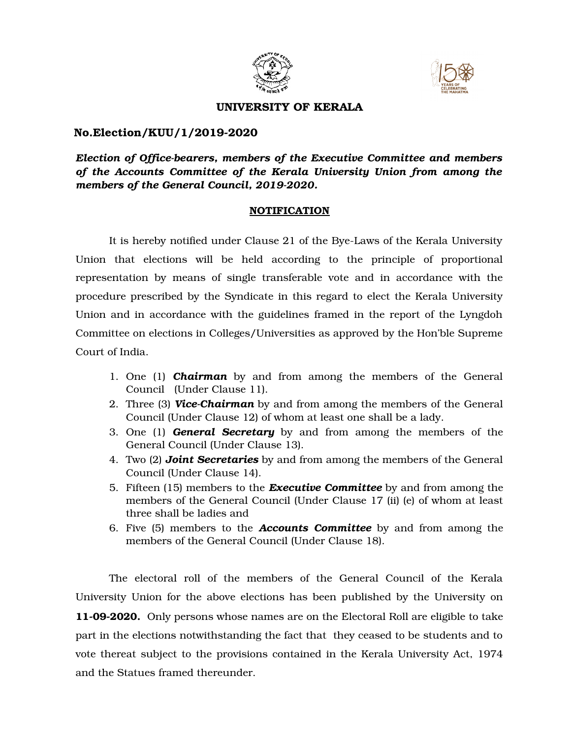# UNIVERSITY OF KERALA

**No.Election/KUU/1/2019-2020**

***Election of Office-bearers, members of the Executive Committee and members of the Accounts Committee of the Kerala University Union from among the members of the General Council, 2019-2020.***

## NOTIFICATION

It is hereby notified under Clause 21 of the Bye-Laws of the Kerala University Union that elections will be held according to the principle of proportional representation by means of single transferable vote and in accordance with the procedure prescribed by the Syndicate in this regard to elect the Kerala University Union and in accordance with the guidelines framed in the report of the Lyngdoh Committee on elections in Colleges/Universities as approved by the Hon'ble Supreme Court of India.

1. One (1) ***Chairman*** by and from among the members of the General Council (Under Clause 11).
2. Three (3) ***Vice-Chairman*** by and from among the members of the General Council (Under Clause 12) of whom at least one shall be a lady.
3. One (1) ***General Secretary*** by and from among the members of the General Council (Under Clause 13).
4. Two (2) ***Joint Secretaries*** by and from among the members of the General Council (Under Clause 14).
5. Fifteen (15) members to the ***Executive Committee*** by and from among the members of the General Council (Under Clause 17 (ii) (e) of whom at least three shall be ladies and
6. Five (5) members to the ***Accounts Committee*** by and from among the members of the General Council (Under Clause 18).

The electoral roll of the members of the General Council of the Kerala University Union for the above elections has been published by the University on **11-09-2020.** Only persons whose names are on the Electoral Roll are eligible to take part in the elections notwithstanding the fact that they ceased to be students and to vote thereat subject to the provisions contained in the Kerala University Act, 1974 and the Statues framed thereunder.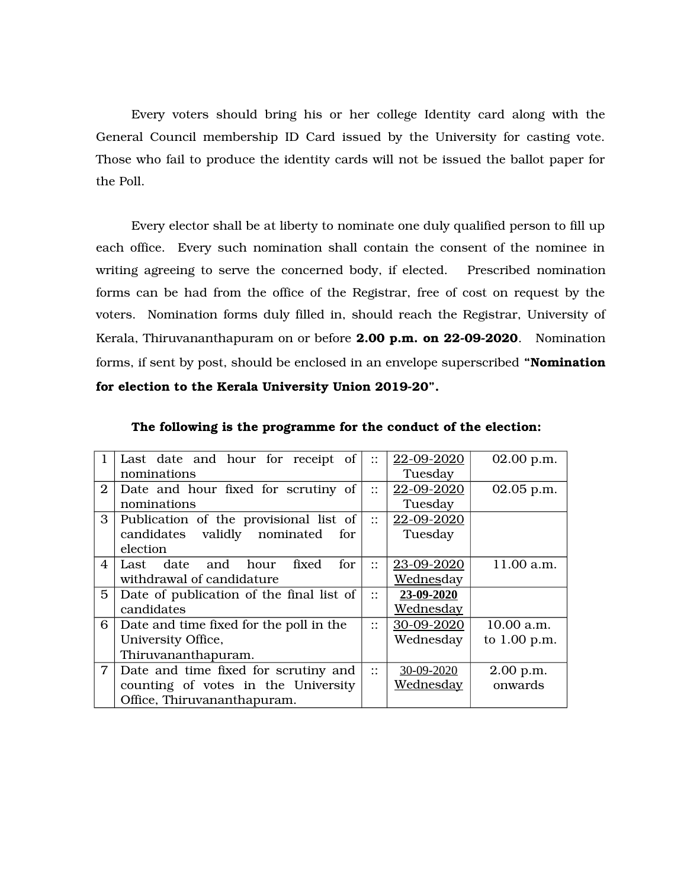Every voters should bring his or her college Identity card along with the General Council membership ID Card issued by the University for casting vote. Those who fail to produce the identity cards will not be issued the ballot paper for the Poll.

Every elector shall be at liberty to nominate one duly qualified person to fill up each office. Every such nomination shall contain the consent of the nominee in writing agreeing to serve the concerned body, if elected. Prescribed nomination forms can be had from the office of the Registrar, free of cost on request by the voters. Nomination forms duly filled in, should reach the Registrar, University of Kerala, Thiruvananthapuram on or before **2.00 p.m. on 22-09-2020**. Nomination forms, if sent by post, should be enclosed in an envelope superscribed **"Nomination for election to the Kerala University Union 2019-20".**

**The following is the programme for the conduct of the election:**

| | | | | |
|---|---|---|---|---|
| 1 | Last date and hour for receipt of nominations | :: | 22-09-2020 Tuesday | 02.00 p.m. |
| 2 | Date and hour fixed for scrutiny of nominations | :: | 22-09-2020 Tuesday | 02.05 p.m. |
| 3 | Publication of the provisional list of candidates validly nominated for election | :: | 22-09-2020 Tuesday | |
| 4 | Last date and hour fixed for withdrawal of candidature | :: | 23-09-2020 Wednesday | 11.00 a.m. |
| 5 | Date of publication of the final list of candidates | :: | 23-09-2020 Wednesday | |
| 6 | Date and time fixed for the poll in the University Office, Thiruvananthapuram. | :: | 30-09-2020 Wednesday | 10.00 a.m. to 1.00 p.m. |
| 7 | Date and time fixed for scrutiny and counting of votes in the University Office, Thiruvananthapuram. | :: | 30-09-2020 Wednesday | 2.00 p.m. onwards |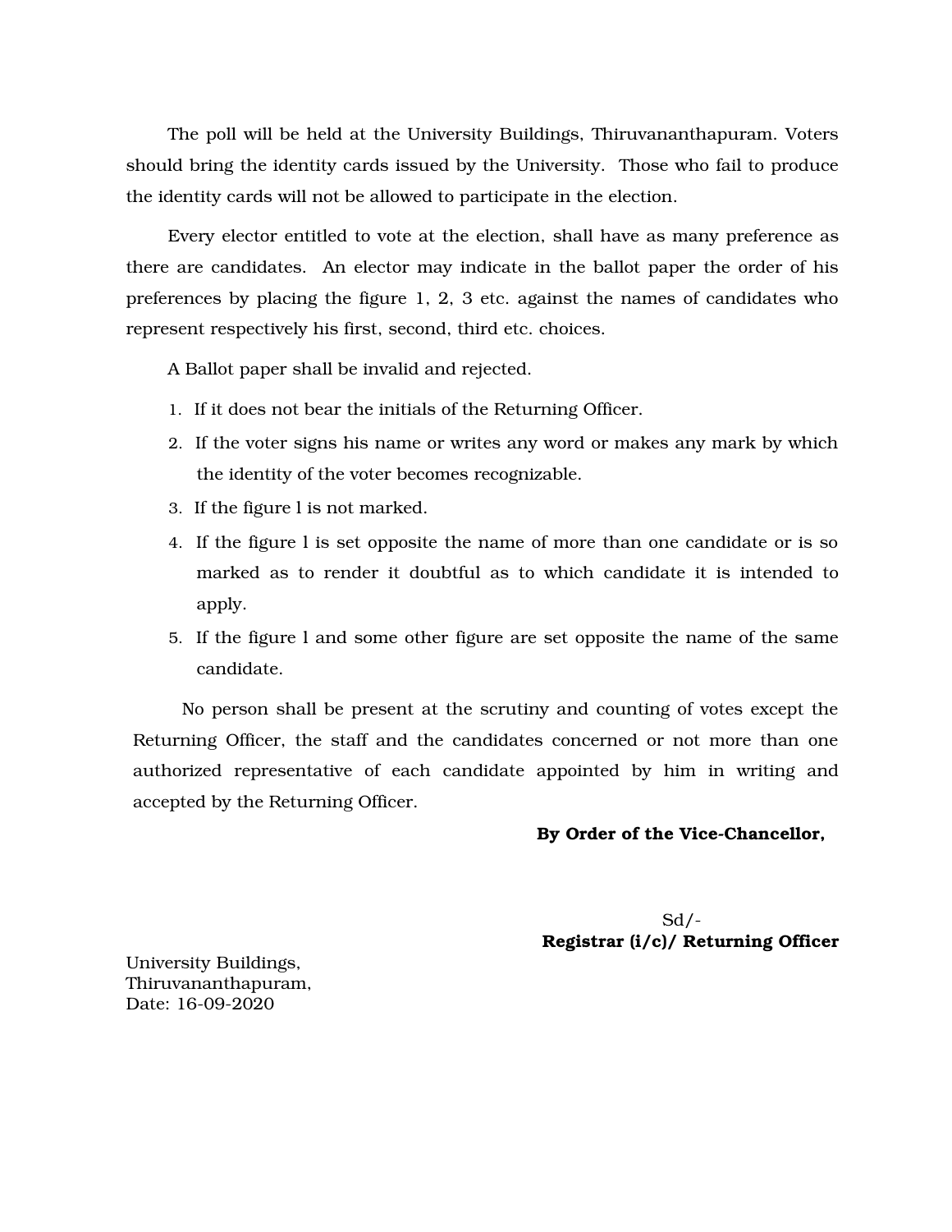The poll will be held at the University Buildings, Thiruvananthapuram. Voters should bring the identity cards issued by the University. Those who fail to produce the identity cards will not be allowed to participate in the election.

Every elector entitled to vote at the election, shall have as many preference as there are candidates. An elector may indicate in the ballot paper the order of his preferences by placing the figure 1, 2, 3 etc. against the names of candidates who represent respectively his first, second, third etc. choices.

A Ballot paper shall be invalid and rejected.

1. If it does not bear the initials of the Returning Officer.
2. If the voter signs his name or writes any word or makes any mark by which the identity of the voter becomes recognizable.
3. If the figure l is not marked.
4. If the figure l is set opposite the name of more than one candidate or is so marked as to render it doubtful as to which candidate it is intended to apply.
5. If the figure l and some other figure are set opposite the name of the same candidate.

No person shall be present at the scrutiny and counting of votes except the Returning Officer, the staff and the candidates concerned or not more than one authorized representative of each candidate appointed by him in writing and accepted by the Returning Officer.

**By Order of the Vice-Chancellor,**

Sd/-
**Registrar (i/c)/ Returning Officer**

University Buildings,
Thiruvananthapuram,
Date: 16-09-2020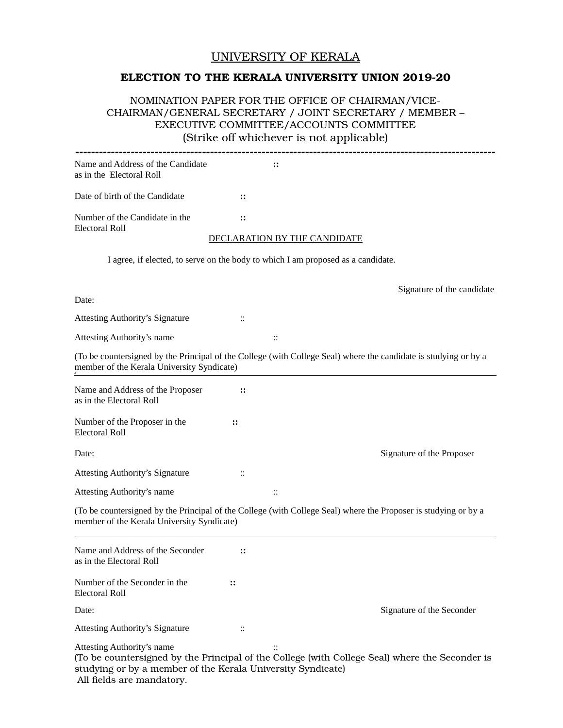# UNIVERSITY OF KERALA

## ELECTION TO THE KERALA UNIVERSITY UNION 2019-20

NOMINATION PAPER FOR THE OFFICE OF CHAIRMAN/VICE-CHAIRMAN/GENERAL SECRETARY / JOINT SECRETARY / MEMBER – EXECUTIVE COMMITTEE/ACCOUNTS COMMITTEE
(Strike off whichever is not applicable)

---

Name and Address of the Candidate as in the Electoral Roll ::

Date of birth of the Candidate ::

Number of the Candidate in the Electoral Roll ::

DECLARATION BY THE CANDIDATE

I agree, if elected, to serve on the body to which I am proposed as a candidate.

Signature of the candidate

Date:

Attesting Authority's Signature ::

Attesting Authority's name ::

(To be countersigned by the Principal of the College (with College Seal) where the candidate is studying or by a member of the Kerala University Syndicate)

---

Name and Address of the Proposer as in the Electoral Roll ::

Number of the Proposer in the Electoral Roll ::

Date: Signature of the Proposer

Attesting Authority's Signature ::

Attesting Authority's name ::

(To be countersigned by the Principal of the College (with College Seal) where the Proposer is studying or by a member of the Kerala University Syndicate)

---

Name and Address of the Seconder as in the Electoral Roll ::

Number of the Seconder in the Electoral Roll ::

Date: Signature of the Seconder

Attesting Authority's Signature ::

Attesting Authority's name ::

(To be countersigned by the Principal of the College (with College Seal) where the Seconder is studying or by a member of the Kerala University Syndicate)

All fields are mandatory.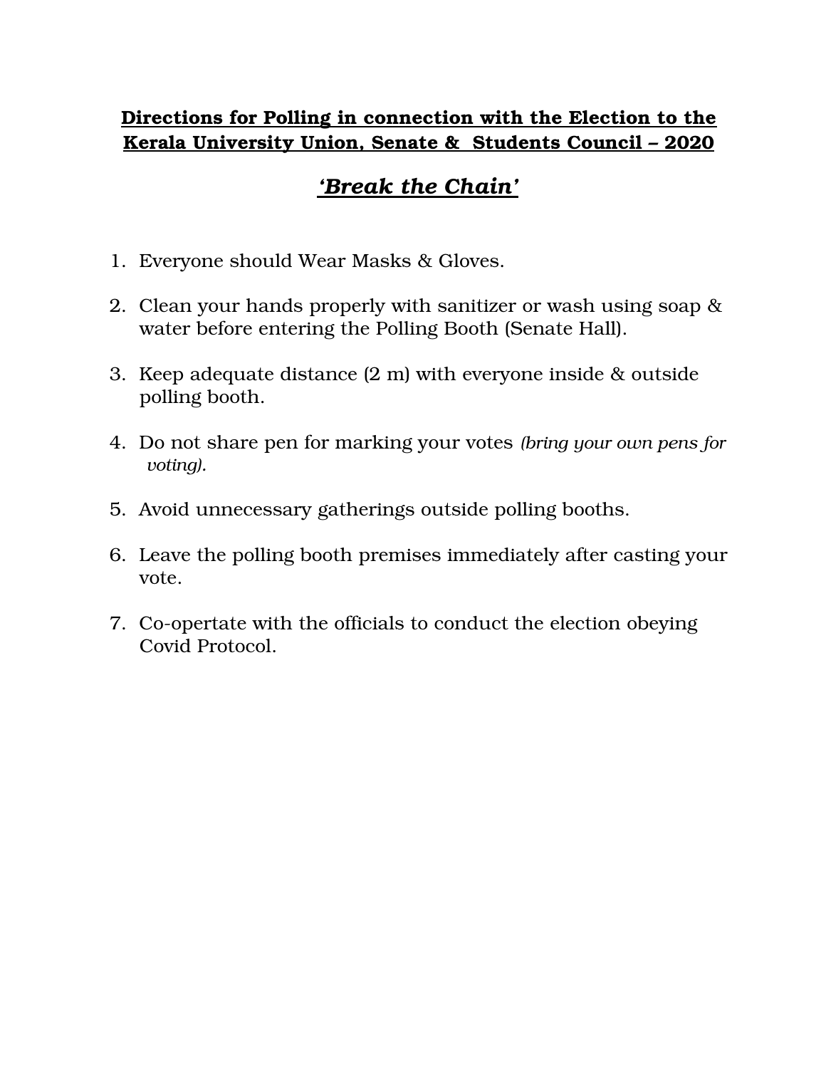**Directions for Polling in connection with the Election to the Kerala University Union, Senate & Students Council – 2020**

## *'Break the Chain'*

1. Everyone should Wear Masks & Gloves.

2. Clean your hands properly with sanitizer or wash using soap & water before entering the Polling Booth (Senate Hall).

3. Keep adequate distance (2 m) with everyone inside & outside polling booth.

4. Do not share pen for marking your votes *(bring your own pens for voting).*

5. Avoid unnecessary gatherings outside polling booths.

6. Leave the polling booth premises immediately after casting your vote.

7. Co-opertate with the officials to conduct the election obeying Covid Protocol.